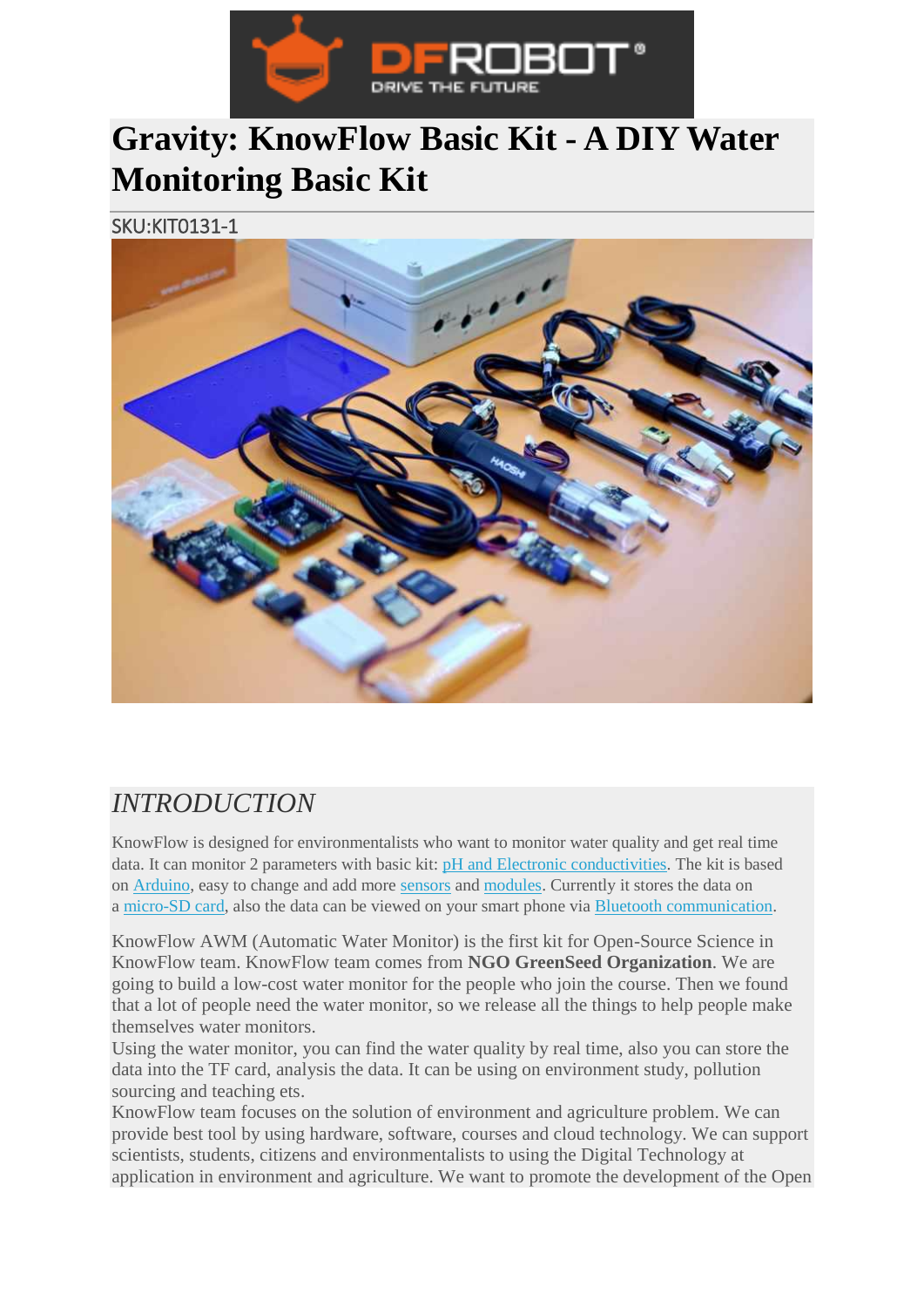# Gravity: KnowFlow Basic Kit - A DIY Water Monitoring Basic Kit

SKU:KIT0131-1

## *INTRODUCTION*

KnowFlow is designed for environmentalists who want to monitor water quality and get real time data. It can monitor 2 parameters with basic kit: pH and Electronic conductivities. The kit is based on Arduino, easy to change and add more sensors and modules. Currently it stores the data on a micro-SD card, also the data can be viewed on your smart phone via Bluetooth communication.

KnowFlow AWM (Automatic Water Monitor) is the first kit for Open-Source Science in KnowFlow team. KnowFlow team comes from **NGO GreenSeed Organization**. We are going to build a low-cost water monitor for the people who join the course. Then we found that a lot of people need the water monitor, so we release all the things to help people make themselves water monitors.
Using the water monitor, you can find the water quality by real time, also you can store the data into the TF card, analysis the data. It can be using on environment study, pollution sourcing and teaching ets.
KnowFlow team focuses on the solution of environment and agriculture problem. We can provide best tool by using hardware, software, courses and cloud technology. We can support scientists, students, citizens and environmentalists to using the Digital Technology at application in environment and agriculture. We want to promote the development of the Open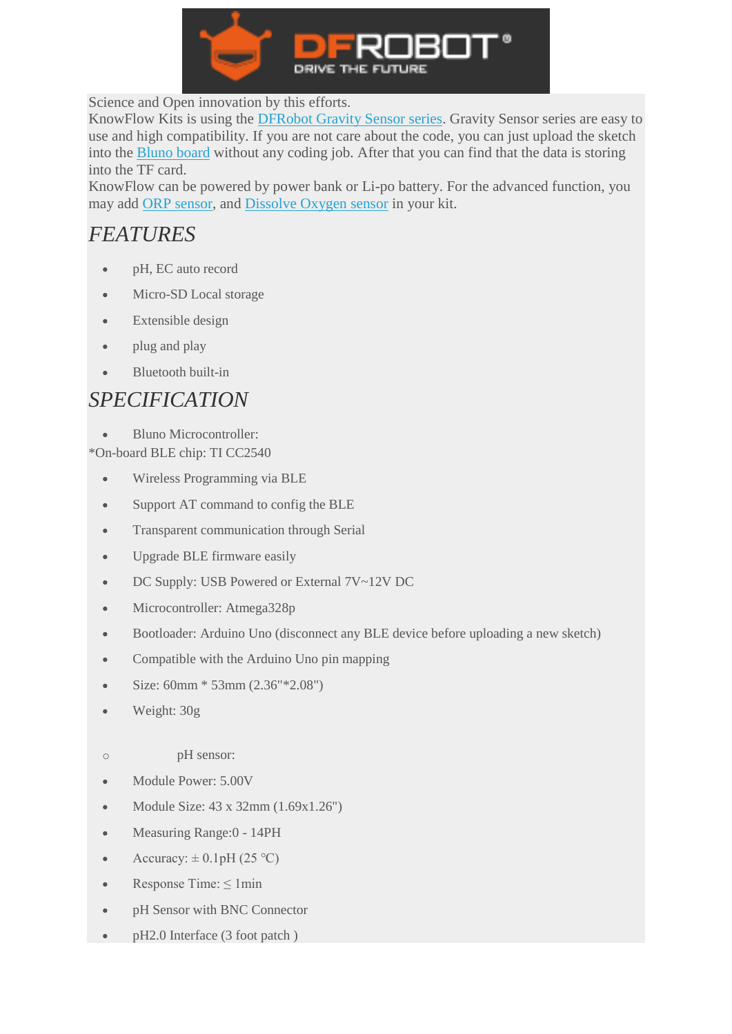Science and Open innovation by this efforts.
KnowFlow Kits is using the DFRobot Gravity Sensor series. Gravity Sensor series are easy to use and high compatibility. If you are not care about the code, you can just upload the sketch into the Bluno board without any coding job. After that you can find that the data is storing into the TF card.
KnowFlow can be powered by power bank or Li-po battery. For the advanced function, you may add ORP sensor, and Dissolve Oxygen sensor in your kit.

## *FEATURES*

- pH, EC auto record
- Micro-SD Local storage
- Extensible design
- plug and play
- Bluetooth built-in

## *SPECIFICATION*

- Bluno Microcontroller:

*On-board BLE chip: TI CC2540

- Wireless Programming via BLE
- Support AT command to config the BLE
- Transparent communication through Serial
- Upgrade BLE firmware easily
- DC Supply: USB Powered or External 7V~12V DC
- Microcontroller: Atmega328p
- Bootloader: Arduino Uno (disconnect any BLE device before uploading a new sketch)
- Compatible with the Arduino Uno pin mapping
- Size: 60mm * 53mm (2.36"*2.08")
- Weight: 30g

  - pH sensor:

- Module Power: 5.00V
- Module Size: 43 x 32mm (1.69x1.26")
- Measuring Range:0 - 14PH
- Accuracy: ± 0.1pH (25 ℃)
- Response Time: ≤ 1min
- pH Sensor with BNC Connector
- pH2.0 Interface (3 foot patch )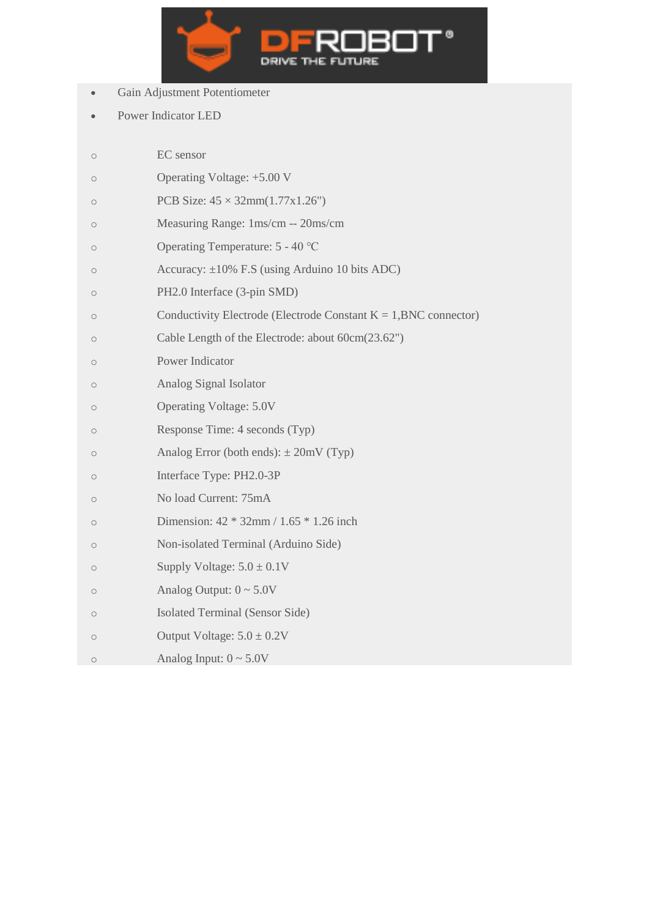- Gain Adjustment Potentiometer
- Power Indicator LED

  - EC sensor
  - Operating Voltage: +5.00 V
  - PCB Size: 45 × 32mm(1.77x1.26")
  - Measuring Range: 1ms/cm -- 20ms/cm
  - Operating Temperature: 5 - 40 ℃
  - Accuracy: ±10% F.S (using Arduino 10 bits ADC)
  - PH2.0 Interface (3-pin SMD)
  - Conductivity Electrode (Electrode Constant K = 1,BNC connector)
  - Cable Length of the Electrode: about 60cm(23.62")
  - Power Indicator
  - Analog Signal Isolator
  - Operating Voltage: 5.0V
  - Response Time: 4 seconds (Typ)
  - Analog Error (both ends): ± 20mV (Typ)
  - Interface Type: PH2.0-3P
  - No load Current: 75mA
  - Dimension: 42 * 32mm / 1.65 * 1.26 inch
  - Non-isolated Terminal (Arduino Side)
  - Supply Voltage: 5.0 ± 0.1V
  - Analog Output: 0 ~ 5.0V
  - Isolated Terminal (Sensor Side)
  - Output Voltage: 5.0 ± 0.2V
  - Analog Input: 0 ~ 5.0V